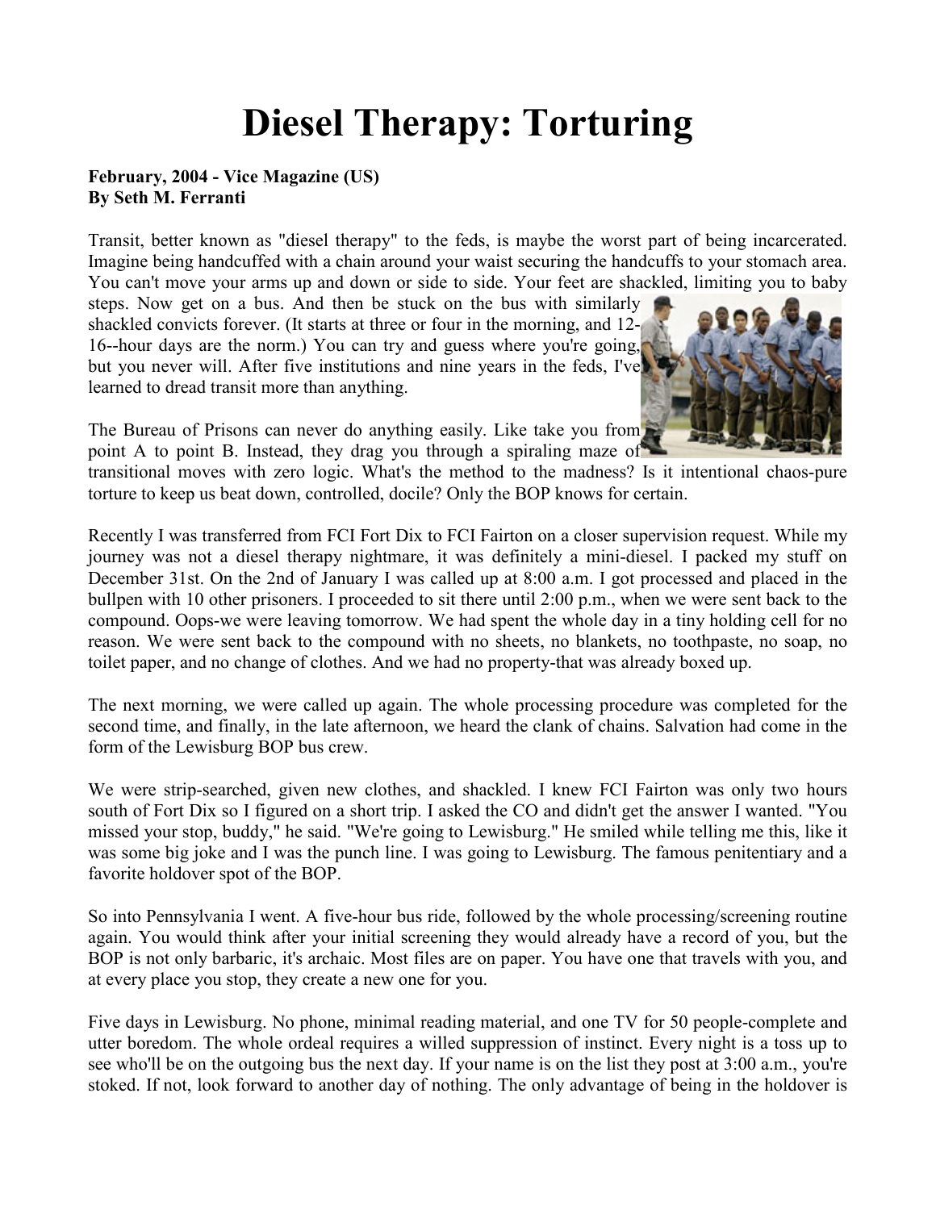# Diesel Therapy: Torturing

**February, 2004 - Vice Magazine (US)**
**By Seth M. Ferranti**

Transit, better known as "diesel therapy" to the feds, is maybe the worst part of being incarcerated. Imagine being handcuffed with a chain around your waist securing the handcuffs to your stomach area. You can't move your arms up and down or side to side. Your feet are shackled, limiting you to baby steps. Now get on a bus. And then be stuck on the bus with similarly shackled convicts forever. (It starts at three or four in the morning, and 12-16--hour days are the norm.) You can try and guess where you're going, but you never will. After five institutions and nine years in the feds, I've learned to dread transit more than anything.

The Bureau of Prisons can never do anything easily. Like take you from point A to point B. Instead, they drag you through a spiraling maze of transitional moves with zero logic. What's the method to the madness? Is it intentional chaos-pure torture to keep us beat down, controlled, docile? Only the BOP knows for certain.

Recently I was transferred from FCI Fort Dix to FCI Fairton on a closer supervision request. While my journey was not a diesel therapy nightmare, it was definitely a mini-diesel. I packed my stuff on December 31st. On the 2nd of January I was called up at 8:00 a.m. I got processed and placed in the bullpen with 10 other prisoners. I proceeded to sit there until 2:00 p.m., when we were sent back to the compound. Oops-we were leaving tomorrow. We had spent the whole day in a tiny holding cell for no reason. We were sent back to the compound with no sheets, no blankets, no toothpaste, no soap, no toilet paper, and no change of clothes. And we had no property-that was already boxed up.

The next morning, we were called up again. The whole processing procedure was completed for the second time, and finally, in the late afternoon, we heard the clank of chains. Salvation had come in the form of the Lewisburg BOP bus crew.

We were strip-searched, given new clothes, and shackled. I knew FCI Fairton was only two hours south of Fort Dix so I figured on a short trip. I asked the CO and didn't get the answer I wanted. "You missed your stop, buddy," he said. "We're going to Lewisburg." He smiled while telling me this, like it was some big joke and I was the punch line. I was going to Lewisburg. The famous penitentiary and a favorite holdover spot of the BOP.

So into Pennsylvania I went. A five-hour bus ride, followed by the whole processing/screening routine again. You would think after your initial screening they would already have a record of you, but the BOP is not only barbaric, it's archaic. Most files are on paper. You have one that travels with you, and at every place you stop, they create a new one for you.

Five days in Lewisburg. No phone, minimal reading material, and one TV for 50 people-complete and utter boredom. The whole ordeal requires a willed suppression of instinct. Every night is a toss up to see who'll be on the outgoing bus the next day. If your name is on the list they post at 3:00 a.m., you're stoked. If not, look forward to another day of nothing. The only advantage of being in the holdover is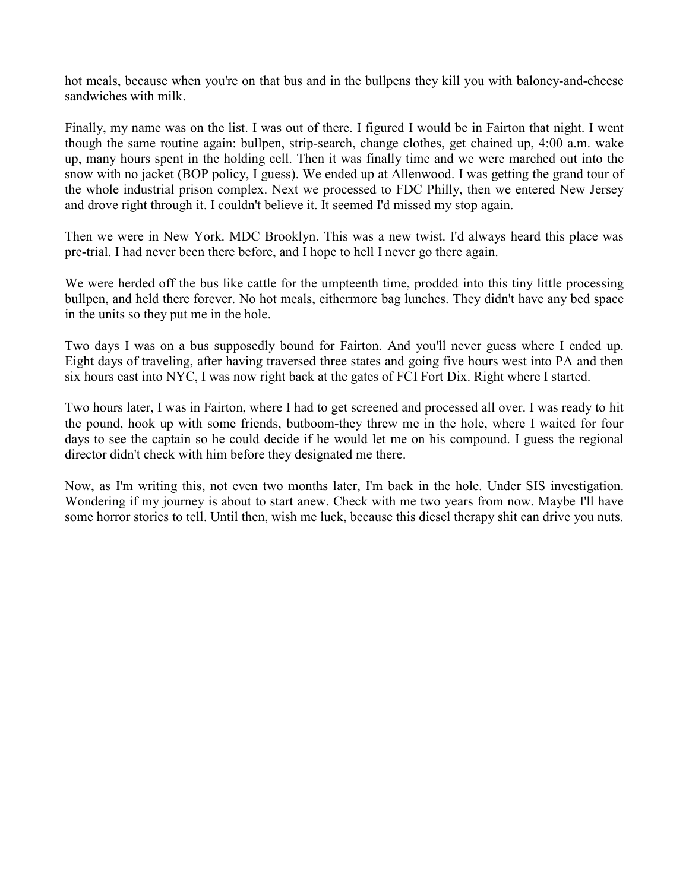hot meals, because when you're on that bus and in the bullpens they kill you with baloney-and-cheese sandwiches with milk.

Finally, my name was on the list. I was out of there. I figured I would be in Fairton that night. I went though the same routine again: bullpen, strip-search, change clothes, get chained up, 4:00 a.m. wake up, many hours spent in the holding cell. Then it was finally time and we were marched out into the snow with no jacket (BOP policy, I guess). We ended up at Allenwood. I was getting the grand tour of the whole industrial prison complex. Next we processed to FDC Philly, then we entered New Jersey and drove right through it. I couldn't believe it. It seemed I'd missed my stop again.

Then we were in New York. MDC Brooklyn. This was a new twist. I'd always heard this place was pre-trial. I had never been there before, and I hope to hell I never go there again.

We were herded off the bus like cattle for the umpteenth time, prodded into this tiny little processing bullpen, and held there forever. No hot meals, eithermore bag lunches. They didn't have any bed space in the units so they put me in the hole.

Two days I was on a bus supposedly bound for Fairton. And you'll never guess where I ended up. Eight days of traveling, after having traversed three states and going five hours west into PA and then six hours east into NYC, I was now right back at the gates of FCI Fort Dix. Right where I started.

Two hours later, I was in Fairton, where I had to get screened and processed all over. I was ready to hit the pound, hook up with some friends, butboom-they threw me in the hole, where I waited for four days to see the captain so he could decide if he would let me on his compound. I guess the regional director didn't check with him before they designated me there.

Now, as I'm writing this, not even two months later, I'm back in the hole. Under SIS investigation. Wondering if my journey is about to start anew. Check with me two years from now. Maybe I'll have some horror stories to tell. Until then, wish me luck, because this diesel therapy shit can drive you nuts.